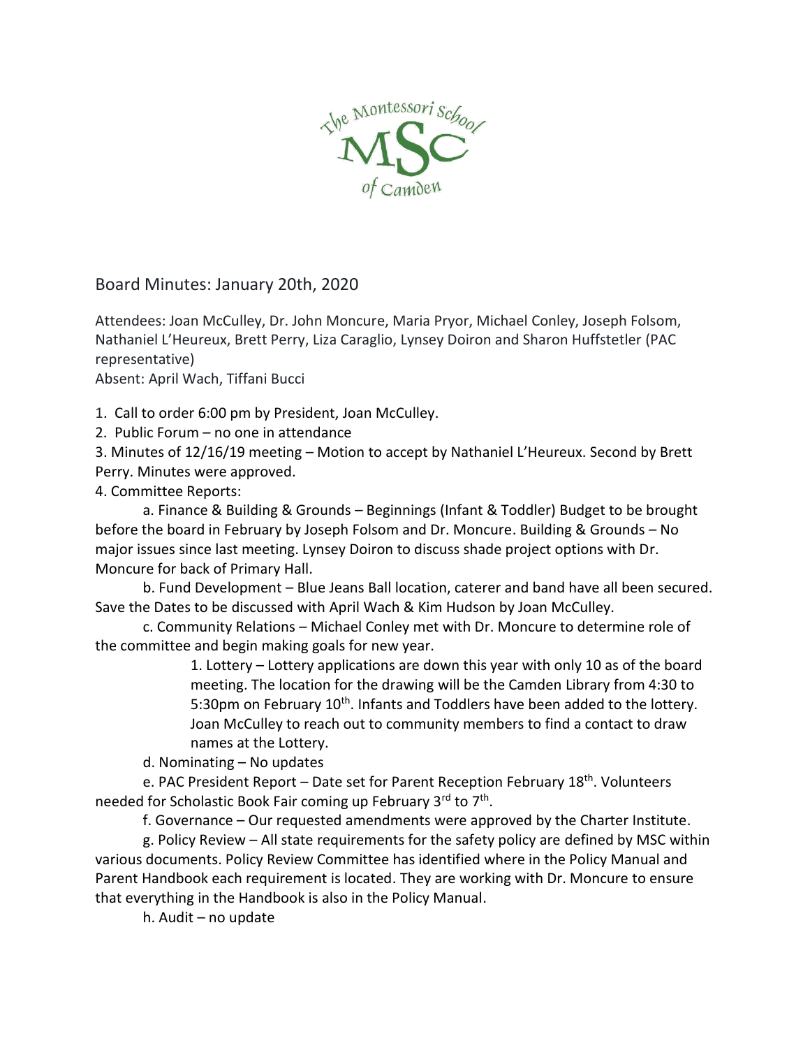Board Minutes: January 20th, 2020

Attendees: Joan McCulley, Dr. John Moncure, Maria Pryor, Michael Conley, Joseph Folsom, Nathaniel L'Heureux, Brett Perry, Liza Caraglio, Lynsey Doiron and Sharon Huffstetler (PAC representative)
Absent: April Wach, Tiffani Bucci

1. Call to order 6:00 pm by President, Joan McCulley.
2. Public Forum – no one in attendance
3. Minutes of 12/16/19 meeting – Motion to accept by Nathaniel L'Heureux. Second by Brett Perry. Minutes were approved.
4. Committee Reports:
   a. Finance & Building & Grounds – Beginnings (Infant & Toddler) Budget to be brought before the board in February by Joseph Folsom and Dr. Moncure. Building & Grounds – No major issues since last meeting. Lynsey Doiron to discuss shade project options with Dr. Moncure for back of Primary Hall.
   b. Fund Development – Blue Jeans Ball location, caterer and band have all been secured. Save the Dates to be discussed with April Wach & Kim Hudson by Joan McCulley.
   c. Community Relations – Michael Conley met with Dr. Moncure to determine role of the committee and begin making goals for new year.
      1. Lottery – Lottery applications are down this year with only 10 as of the board meeting. The location for the drawing will be the Camden Library from 4:30 to 5:30pm on February 10th. Infants and Toddlers have been added to the lottery. Joan McCulley to reach out to community members to find a contact to draw names at the Lottery.
   d. Nominating – No updates
   e. PAC President Report – Date set for Parent Reception February 18th. Volunteers needed for Scholastic Book Fair coming up February 3rd to 7th.
   f. Governance – Our requested amendments were approved by the Charter Institute.
   g. Policy Review – All state requirements for the safety policy are defined by MSC within various documents. Policy Review Committee has identified where in the Policy Manual and Parent Handbook each requirement is located. They are working with Dr. Moncure to ensure that everything in the Handbook is also in the Policy Manual.
   h. Audit – no update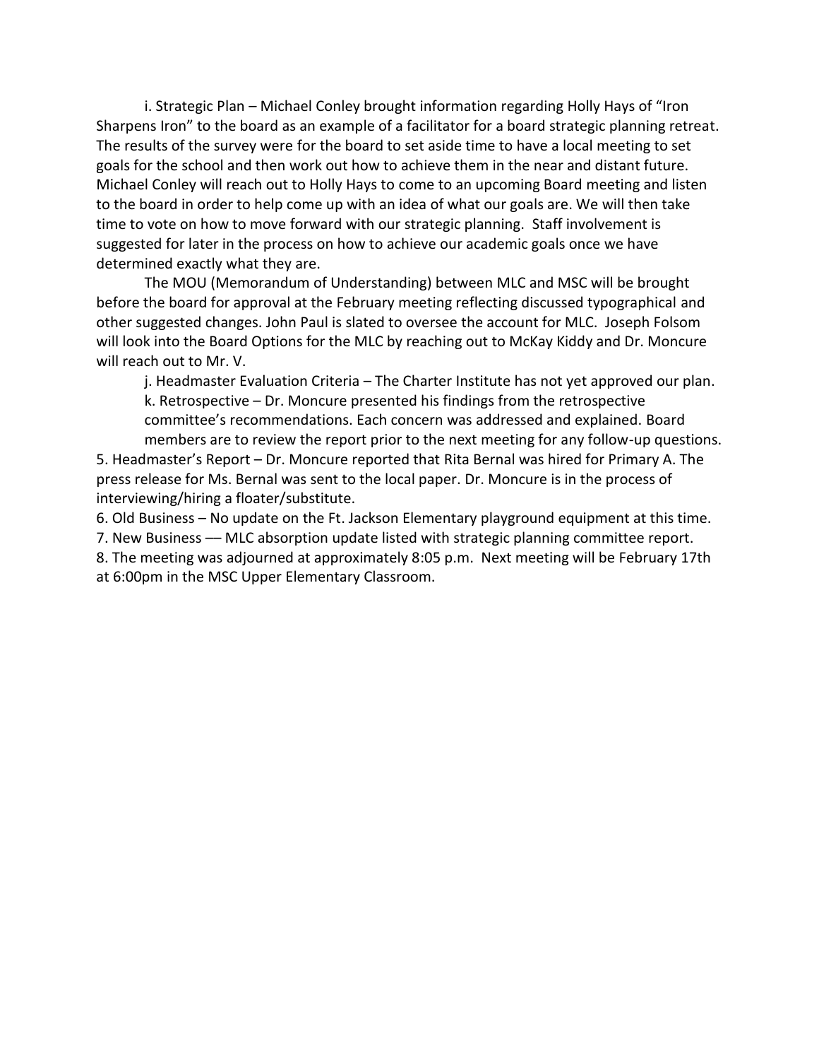i. Strategic Plan – Michael Conley brought information regarding Holly Hays of "Iron Sharpens Iron" to the board as an example of a facilitator for a board strategic planning retreat. The results of the survey were for the board to set aside time to have a local meeting to set goals for the school and then work out how to achieve them in the near and distant future. Michael Conley will reach out to Holly Hays to come to an upcoming Board meeting and listen to the board in order to help come up with an idea of what our goals are. We will then take time to vote on how to move forward with our strategic planning. Staff involvement is suggested for later in the process on how to achieve our academic goals once we have determined exactly what they are.

The MOU (Memorandum of Understanding) between MLC and MSC will be brought before the board for approval at the February meeting reflecting discussed typographical and other suggested changes. John Paul is slated to oversee the account for MLC. Joseph Folsom will look into the Board Options for the MLC by reaching out to McKay Kiddy and Dr. Moncure will reach out to Mr. V.

j. Headmaster Evaluation Criteria – The Charter Institute has not yet approved our plan.

k. Retrospective – Dr. Moncure presented his findings from the retrospective committee's recommendations. Each concern was addressed and explained. Board members are to review the report prior to the next meeting for any follow-up questions.

5. Headmaster's Report – Dr. Moncure reported that Rita Bernal was hired for Primary A. The press release for Ms. Bernal was sent to the local paper. Dr. Moncure is in the process of interviewing/hiring a floater/substitute.

6. Old Business – No update on the Ft. Jackson Elementary playground equipment at this time.

7. New Business –– MLC absorption update listed with strategic planning committee report.

8. The meeting was adjourned at approximately 8:05 p.m. Next meeting will be February 17th at 6:00pm in the MSC Upper Elementary Classroom.